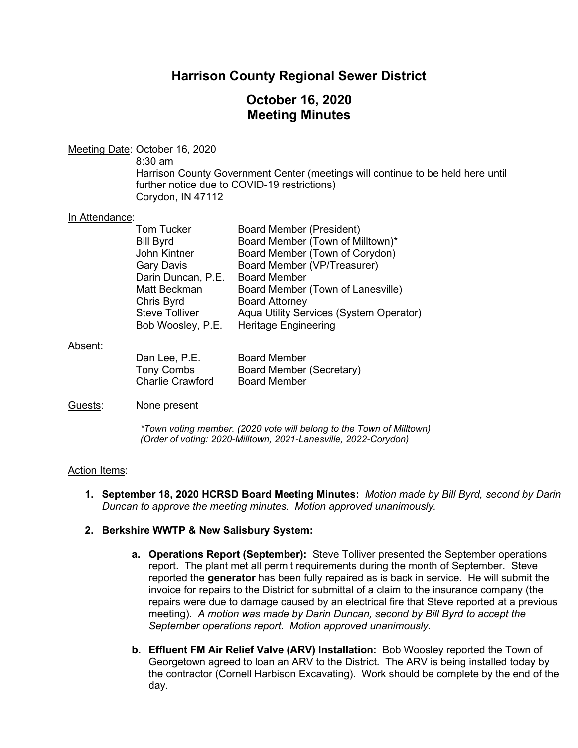# Harrison County Regional Sewer District

## October 16, 2020
## Meeting Minutes

Meeting Date: October 16, 2020
8:30 am
Harrison County Government Center (meetings will continue to be held here until further notice due to COVID-19 restrictions)
Corydon, IN 47112

In Attendance:

| | |
|---|---|
| Tom Tucker | Board Member (President) |
| Bill Byrd | Board Member (Town of Milltown)* |
| John Kintner | Board Member (Town of Corydon) |
| Gary Davis | Board Member (VP/Treasurer) |
| Darin Duncan, P.E. | Board Member |
| Matt Beckman | Board Member (Town of Lanesville) |
| Chris Byrd | Board Attorney |
| Steve Tolliver | Aqua Utility Services (System Operator) |
| Bob Woosley, P.E. | Heritage Engineering |

Absent:

| | |
|---|---|
| Dan Lee, P.E. | Board Member |
| Tony Combs | Board Member (Secretary) |
| Charlie Crawford | Board Member |

Guests: None present

*\*Town voting member. (2020 vote will belong to the Town of Milltown)*
*(Order of voting: 2020-Milltown, 2021-Lanesville, 2022-Corydon)*

Action Items:

1. **September 18, 2020 HCRSD Board Meeting Minutes:** *Motion made by Bill Byrd, second by Darin Duncan to approve the meeting minutes. Motion approved unanimously.*

2. **Berkshire WWTP & New Salisbury System:**

   a. **Operations Report (September):** Steve Tolliver presented the September operations report. The plant met all permit requirements during the month of September. Steve reported the **generator** has been fully repaired as is back in service. He will submit the invoice for repairs to the District for submittal of a claim to the insurance company (the repairs were due to damage caused by an electrical fire that Steve reported at a previous meeting). *A motion was made by Darin Duncan, second by Bill Byrd to accept the September operations report. Motion approved unanimously.*

   b. **Effluent FM Air Relief Valve (ARV) Installation:** Bob Woosley reported the Town of Georgetown agreed to loan an ARV to the District. The ARV is being installed today by the contractor (Cornell Harbison Excavating). Work should be complete by the end of the day.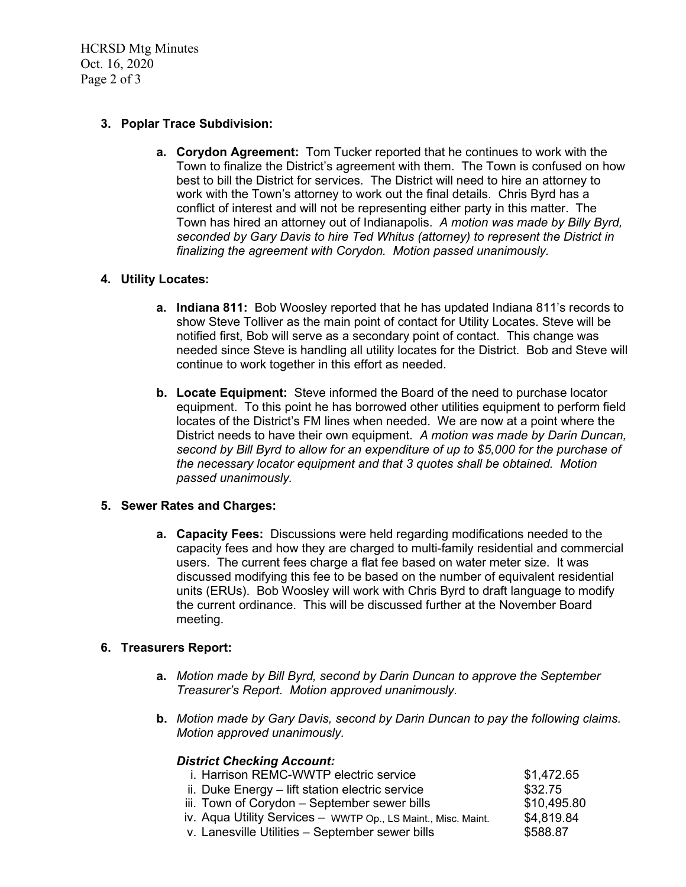3. **Poplar Trace Subdivision:**

   a. **Corydon Agreement:** Tom Tucker reported that he continues to work with the Town to finalize the District's agreement with them. The Town is confused on how best to bill the District for services. The District will need to hire an attorney to work with the Town's attorney to work out the final details. Chris Byrd has a conflict of interest and will not be representing either party in this matter. The Town has hired an attorney out of Indianapolis. *A motion was made by Billy Byrd, seconded by Gary Davis to hire Ted Whitus (attorney) to represent the District in finalizing the agreement with Corydon. Motion passed unanimously.*

4. **Utility Locates:**

   a. **Indiana 811:** Bob Woosley reported that he has updated Indiana 811's records to show Steve Tolliver as the main point of contact for Utility Locates. Steve will be notified first, Bob will serve as a secondary point of contact. This change was needed since Steve is handling all utility locates for the District. Bob and Steve will continue to work together in this effort as needed.

   b. **Locate Equipment:** Steve informed the Board of the need to purchase locator equipment. To this point he has borrowed other utilities equipment to perform field locates of the District's FM lines when needed. We are now at a point where the District needs to have their own equipment. *A motion was made by Darin Duncan, second by Bill Byrd to allow for an expenditure of up to $5,000 for the purchase of the necessary locator equipment and that 3 quotes shall be obtained. Motion passed unanimously.*

5. **Sewer Rates and Charges:**

   a. **Capacity Fees:** Discussions were held regarding modifications needed to the capacity fees and how they are charged to multi-family residential and commercial users. The current fees charge a flat fee based on water meter size. It was discussed modifying this fee to be based on the number of equivalent residential units (ERUs). Bob Woosley will work with Chris Byrd to draft language to modify the current ordinance. This will be discussed further at the November Board meeting.

6. **Treasurers Report:**

   a. *Motion made by Bill Byrd, second by Darin Duncan to approve the September Treasurer's Report. Motion approved unanimously.*

   b. *Motion made by Gary Davis, second by Darin Duncan to pay the following claims. Motion approved unanimously.*

   ***District Checking Account:***

   | | |
   |---|---|
   | i. Harrison REMC-WWTP electric service | $1,472.65 |
   | ii. Duke Energy – lift station electric service | $32.75 |
   | iii. Town of Corydon – September sewer bills | $10,495.80 |
   | iv. Aqua Utility Services – WWTP Op., LS Maint., Misc. Maint. | $4,819.84 |
   | v. Lanesville Utilities – September sewer bills | $588.87 |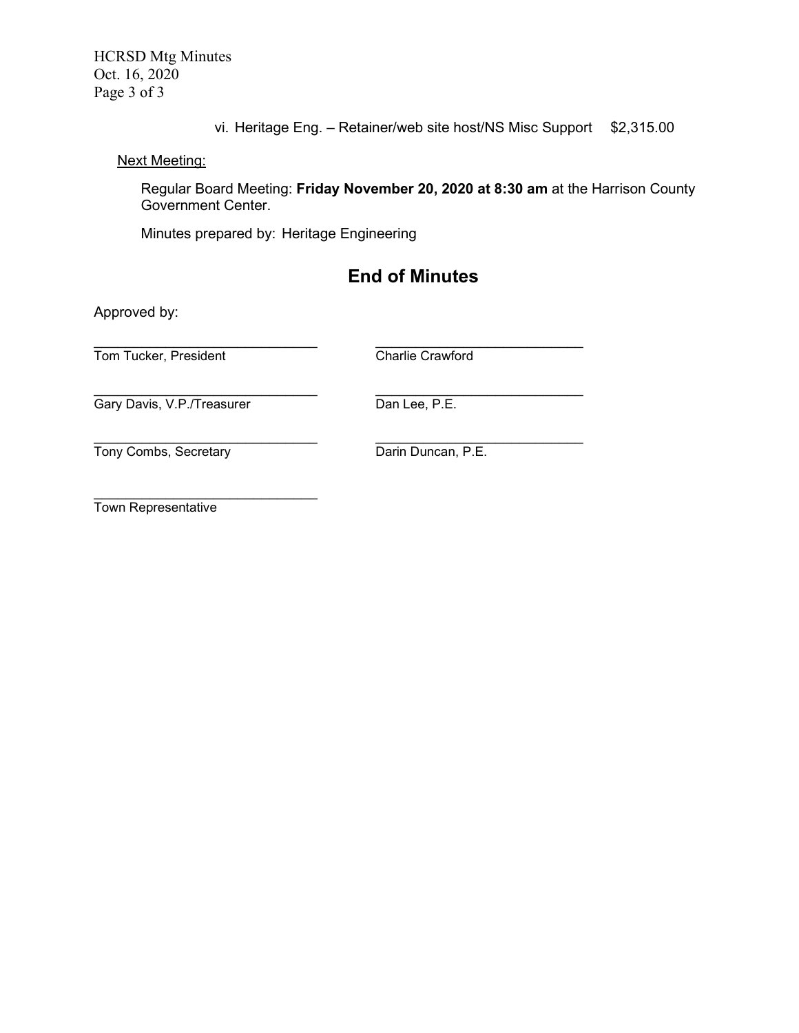vi. Heritage Eng. – Retainer/web site host/NS Misc Support $2,315.00

Next Meeting:

Regular Board Meeting: **Friday November 20, 2020 at 8:30 am** at the Harrison County Government Center.

Minutes prepared by: Heritage Engineering

## End of Minutes

Approved by:

| | |
|---|---|
| ____________________________ | ____________________________ |
| Tom Tucker, President | Charlie Crawford |
| ____________________________ | ____________________________ |
| Gary Davis, V.P./Treasurer | Dan Lee, P.E. |
| ____________________________ | ____________________________ |
| Tony Combs, Secretary | Darin Duncan, P.E. |
| ____________________________ | |
| Town Representative | |